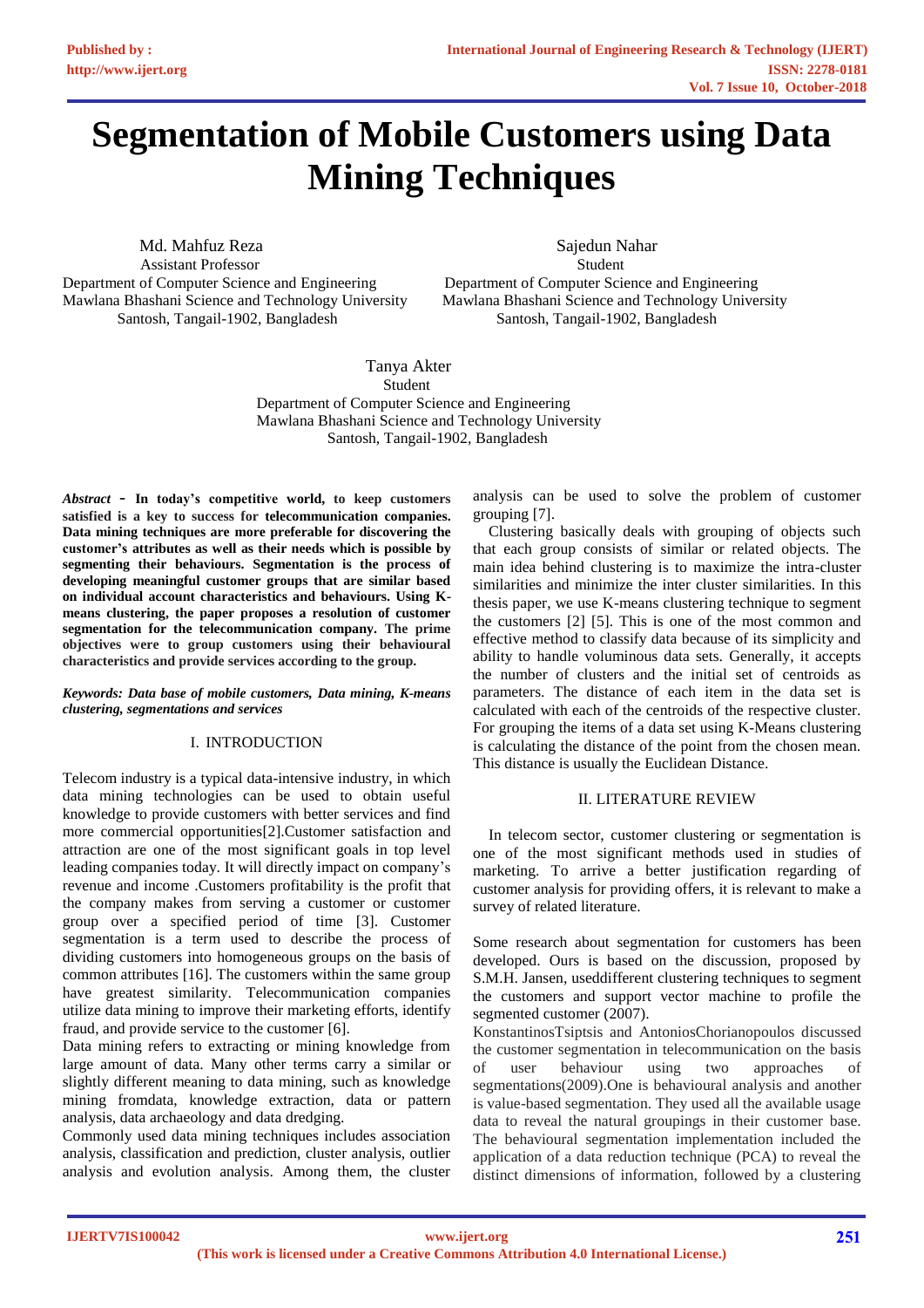# Segmentation of Mobile Customers using Data Mining Techniques

Md. Mahfuz Reza
Assistant Professor
Department of Computer Science and Engineering
Mawlana Bhashani Science and Technology University
Santosh, Tangail-1902, Bangladesh

Sajedun Nahar
Student
Department of Computer Science and Engineering
Mawlana Bhashani Science and Technology University
Santosh, Tangail-1902, Bangladesh

Tanya Akter
Student
Department of Computer Science and Engineering
Mawlana Bhashani Science and Technology University
Santosh, Tangail-1902, Bangladesh

***Abstract* - In today's competitive world, to keep customers satisfied is a key to success for telecommunication companies. Data mining techniques are more preferable for discovering the customer's attributes as well as their needs which is possible by segmenting their behaviours. Segmentation is the process of developing meaningful customer groups that are similar based on individual account characteristics and behaviours. Using K-means clustering, the paper proposes a resolution of customer segmentation for the telecommunication company. The prime objectives were to group customers using their behavioural characteristics and provide services according to the group.**

***Keywords: Data base of mobile customers, Data mining, K-means clustering, segmentations and services***

## I. INTRODUCTION

Telecom industry is a typical data-intensive industry, in which data mining technologies can be used to obtain useful knowledge to provide customers with better services and find more commercial opportunities[2].Customer satisfaction and attraction are one of the most significant goals in top level leading companies today. It will directly impact on company's revenue and income .Customers profitability is the profit that the company makes from serving a customer or customer group over a specified period of time [3]. Customer segmentation is a term used to describe the process of dividing customers into homogeneous groups on the basis of common attributes [16]. The customers within the same group have greatest similarity. Telecommunication companies utilize data mining to improve their marketing efforts, identify fraud, and provide service to the customer [6].

Data mining refers to extracting or mining knowledge from large amount of data. Many other terms carry a similar or slightly different meaning to data mining, such as knowledge mining fromdata, knowledge extraction, data or pattern analysis, data archaeology and data dredging.

Commonly used data mining techniques includes association analysis, classification and prediction, cluster analysis, outlier analysis and evolution analysis. Among them, the cluster analysis can be used to solve the problem of customer grouping [7].

Clustering basically deals with grouping of objects such that each group consists of similar or related objects. The main idea behind clustering is to maximize the intra-cluster similarities and minimize the inter cluster similarities. In this thesis paper, we use K-means clustering technique to segment the customers [2] [5]. This is one of the most common and effective method to classify data because of its simplicity and ability to handle voluminous data sets. Generally, it accepts the number of clusters and the initial set of centroids as parameters. The distance of each item in the data set is calculated with each of the centroids of the respective cluster. For grouping the items of a data set using K-Means clustering is calculating the distance of the point from the chosen mean. This distance is usually the Euclidean Distance.

## II. LITERATURE REVIEW

In telecom sector, customer clustering or segmentation is one of the most significant methods used in studies of marketing. To arrive a better justification regarding of customer analysis for providing offers, it is relevant to make a survey of related literature.

Some research about segmentation for customers has been developed. Ours is based on the discussion, proposed by S.M.H. Jansen, useddifferent clustering techniques to segment the customers and support vector machine to profile the segmented customer (2007).

KonstantinosTsiptsis and AntoniosChorianopoulos discussed the customer segmentation in telecommunication on the basis of user behaviour using two approaches of segmentations(2009).One is behavioural analysis and another is value-based segmentation. They used all the available usage data to reveal the natural groupings in their customer base. The behavioural segmentation implementation included the application of a data reduction technique (PCA) to reveal the distinct dimensions of information, followed by a clustering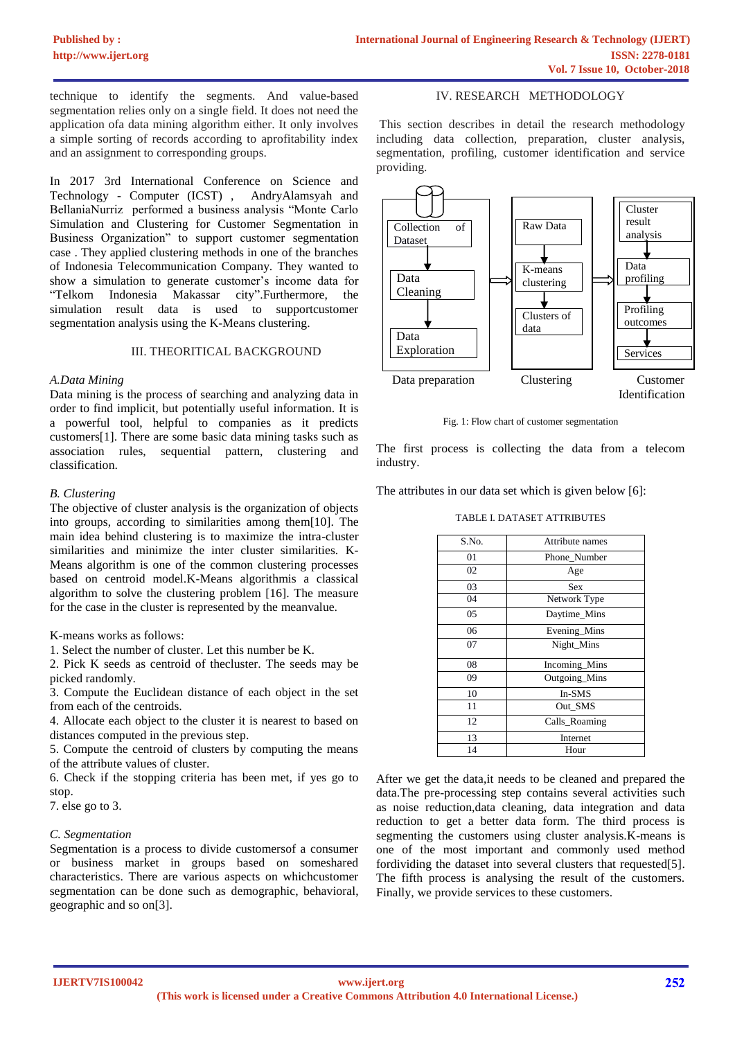technique to identify the segments. And value-based segmentation relies only on a single field. It does not need the application ofa data mining algorithm either. It only involves a simple sorting of records according to aprofitability index and an assignment to corresponding groups.

In 2017 3rd International Conference on Science and Technology - Computer (ICST) , AndryAlamsyah and BellaniaNurriz performed a business analysis "Monte Carlo Simulation and Clustering for Customer Segmentation in Business Organization" to support customer segmentation case . They applied clustering methods in one of the branches of Indonesia Telecommunication Company. They wanted to show a simulation to generate customer's income data for "Telkom Indonesia Makassar city".Furthermore, the simulation result data is used to supportcustomer segmentation analysis using the K-Means clustering.

## III. THEORITICAL BACKGROUND

### *A.Data Mining*

Data mining is the process of searching and analyzing data in order to find implicit, but potentially useful information. It is a powerful tool, helpful to companies as it predicts customers[1]. There are some basic data mining tasks such as association rules, sequential pattern, clustering and classification.

### *B. Clustering*

The objective of cluster analysis is the organization of objects into groups, according to similarities among them[10]. The main idea behind clustering is to maximize the intra-cluster similarities and minimize the inter cluster similarities. K-Means algorithm is one of the common clustering processes based on centroid model.K-Means algorithmis a classical algorithm to solve the clustering problem [16]. The measure for the case in the cluster is represented by the meanvalue.

K-means works as follows:

1. Select the number of cluster. Let this number be K.
2. Pick K seeds as centroid of thecluster. The seeds may be picked randomly.
3. Compute the Euclidean distance of each object in the set from each of the centroids.
4. Allocate each object to the cluster it is nearest to based on distances computed in the previous step.
5. Compute the centroid of clusters by computing the means of the attribute values of cluster.
6. Check if the stopping criteria has been met, if yes go to stop.
7. else go to 3.

### *C. Segmentation*

Segmentation is a process to divide customersof a consumer or business market in groups based on someshared characteristics. There are various aspects on whichcustomer segmentation can be done such as demographic, behavioral, geographic and so on[3].

## IV. RESEARCH METHODOLOGY

This section describes in detail the research methodology including data collection, preparation, cluster analysis, segmentation, profiling, customer identification and service providing.

Data preparation: Collection of Dataset → Data Cleaning → Data Exploration ⇒ Clustering: Raw Data → K-means clustering → Clusters of data ⇒ Customer Identification: Cluster result analysis → Data profiling → Profiling outcomes → Services

Fig. 1: Flow chart of customer segmentation

The first process is collecting the data from a telecom industry.

The attributes in our data set which is given below [6]:

TABLE I. DATASET ATTRIBUTES

| S.No. | Attribute names |
|---|---|
| 01 | Phone_Number |
| 02 | Age |
| 03 | Sex |
| 04 | Network Type |
| 05 | Daytime_Mins |
| 06 | Evening_Mins |
| 07 | Night_Mins |
| 08 | Incoming_Mins |
| 09 | Outgoing_Mins |
| 10 | In-SMS |
| 11 | Out_SMS |
| 12 | Calls_Roaming |
| 13 | Internet |
| 14 | Hour |

After we get the data,it needs to be cleaned and prepared the data.The pre-processing step contains several activities such as noise reduction,data cleaning, data integration and data reduction to get a better data form. The third process is segmenting the customers using cluster analysis.K-means is one of the most important and commonly used method fordividing the dataset into several clusters that requested[5]. The fifth process is analysing the result of the customers. Finally, we provide services to these customers.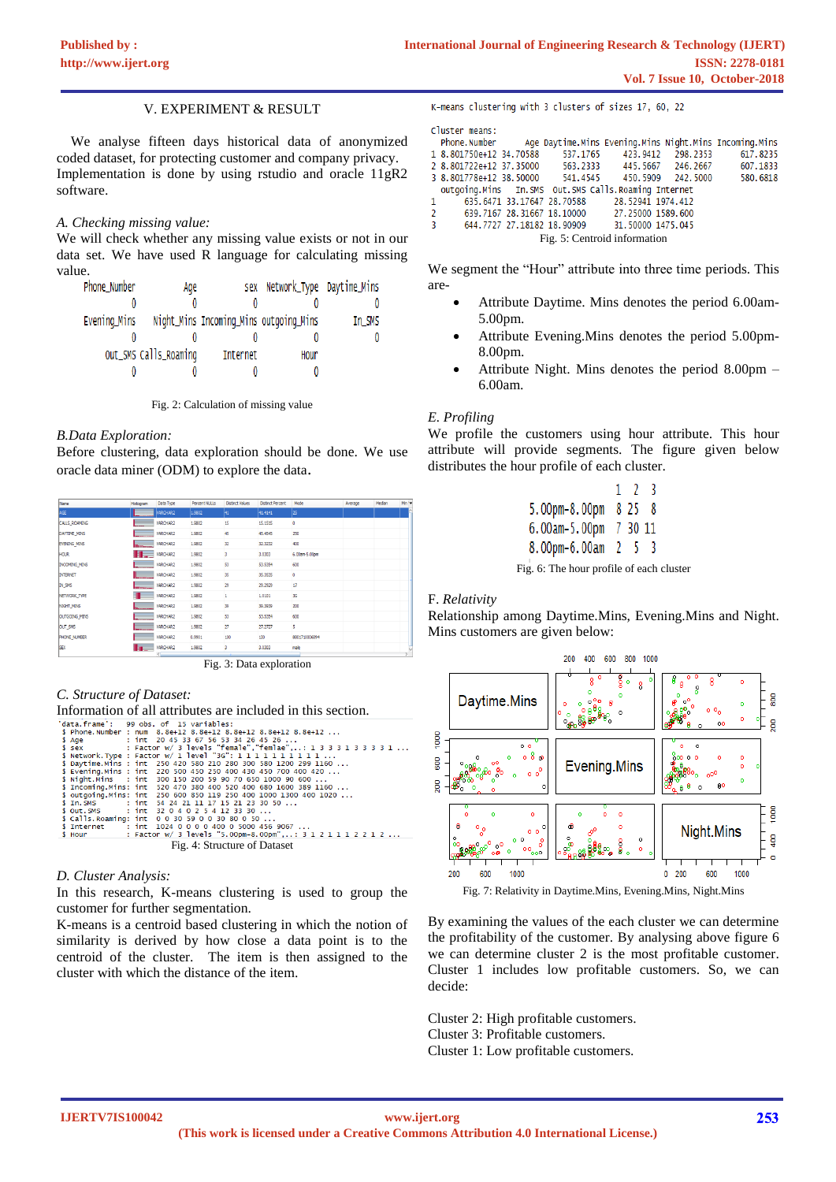## V. EXPERIMENT & RESULT

We analyse fifteen days historical data of anonymized coded dataset, for protecting customer and company privacy. Implementation is done by using rstudio and oracle 11gR2 software.

### *A. Checking missing value:*

We will check whether any missing value exists or not in our data set. We have used R language for calculating missing value.

```
 Phone_Number          Age          sex  Network_Type  Daytime_Mins
            0            0            0             0             0
 Evening_Mins   Night_Mins Incoming_Mins outgoing_Mins        In_SMS
            0            0            0             0             0
      Out_SMS Calls_Roaming     Internet          Hour
            0            0            0             0
```

Fig. 2: Calculation of missing value

### *B.Data Exploration:*

Before clustering, data exploration should be done. We use oracle data miner (ODM) to explore the data.

Fig. 3: Data exploration

### *C. Structure of Dataset:*

Information of all attributes are included in this section.

```
'data.frame':   99 obs. of  15 variables:
 $ Phone.Number : num  8.8e+12 8.8e+12 8.8e+12 8.8e+12 8.8e+12 ...
 $ Age          : int  20 45 33 67 56 53 34 26 45 26 ...
 $ sex          : Factor w/ 3 levels "female","femlae",..: 1 3 3 3 1 3 3 3 3 1 ...
 $ Network.Type : Factor w/ 1 level "3G": 1 1 1 1 1 1 1 1 1 1 ...
 $ Daytime.Mins : int  250 420 580 210 280 300 580 1200 299 1160 ...
 $ Evening.Mins : int  220 500 450 250 400 430 450 700 400 420 ...
 $ Night.Mins   : int  300 150 200 59 90 70 650 1000 90 600 ...
 $ Incoming.Mins: int  520 470 380 400 520 400 680 1600 389 1160 ...
 $ outgoing.Mins: int  250 600 850 119 250 400 1000 1300 400 1020 ...
 $ In.SMS       : int  54 24 21 11 17 15 21 23 30 50 ...
 $ Out.SMS      : int  32 0 4 0 2 5 4 12 33 30 ...
 $ Calls.Roaming: int  0 0 30 59 0 0 30 80 0 30 ...
 $ Internet     : int  1024 0 0 0 0 400 0 5000 456 9067 ...
 $ Hour         : Factor w/ 3 levels "5.00pm-8.00pm",..: 3 1 2 1 1 1 2 2 1 2 ...
```

Fig. 4: Structure of Dataset

### *D. Cluster Analysis:*

In this research, K-means clustering is used to group the customer for further segmentation.

K-means is a centroid based clustering in which the notion of similarity is derived by how close a data point is to the centroid of the cluster. The item is then assigned to the cluster with which the distance of the item.

```
K-means clustering with 3 clusters of sizes 17, 60, 22

Cluster means:
  Phone.Number      Age Daytime.Mins Evening.Mins Night.Mins Incoming.Mins
1 8.801750e+12 34.70588     537.1765     423.9412   298.2353      617.8235
2 8.801722e+12 37.35000     563.2333     445.5667   246.2667      607.1833
3 8.801778e+12 38.50000     541.4545     450.5909   242.5000      580.6818
  outgoing.Mins   In.SMS  Out.SMS Calls.Roaming Internet
1      635.6471 33.17647 28.70588      28.52941 1974.412
2      639.7167 28.31667 18.10000      27.25000 1589.600
3      644.7727 27.18182 18.90909      31.50000 1475.045
```

Fig. 5: Centroid information

We segment the "Hour" attribute into three time periods. This are-

- Attribute Daytime. Mins denotes the period 6.00am-5.00pm.
- Attribute Evening.Mins denotes the period 5.00pm-8.00pm.
- Attribute Night. Mins denotes the period 8.00pm – 6.00am.

### *E. Profiling*

We profile the customers using hour attribute. This hour attribute will provide segments. The figure given below distributes the hour profile of each cluster.

| | 1 | 2 | 3 |
|---|---|---|---|
| 5.00pm-8.00pm | 8 | 25 | 8 |
| 6.00am-5.00pm | 7 | 30 | 11 |
| 8.00pm-6.00am | 2 | 5 | 3 |

Fig. 6: The hour profile of each cluster

### F. *Relativity*

Relationship among Daytime.Mins, Evening.Mins and Night. Mins customers are given below:

Fig. 7: Relativity in Daytime.Mins, Evening.Mins, Night.Mins

By examining the values of the each cluster we can determine the profitability of the customer. By analysing above figure 6 we can determine cluster 2 is the most profitable customer. Cluster 1 includes low profitable customers. So, we can decide:

Cluster 2: High profitable customers.
Cluster 3: Profitable customers.
Cluster 1: Low profitable customers.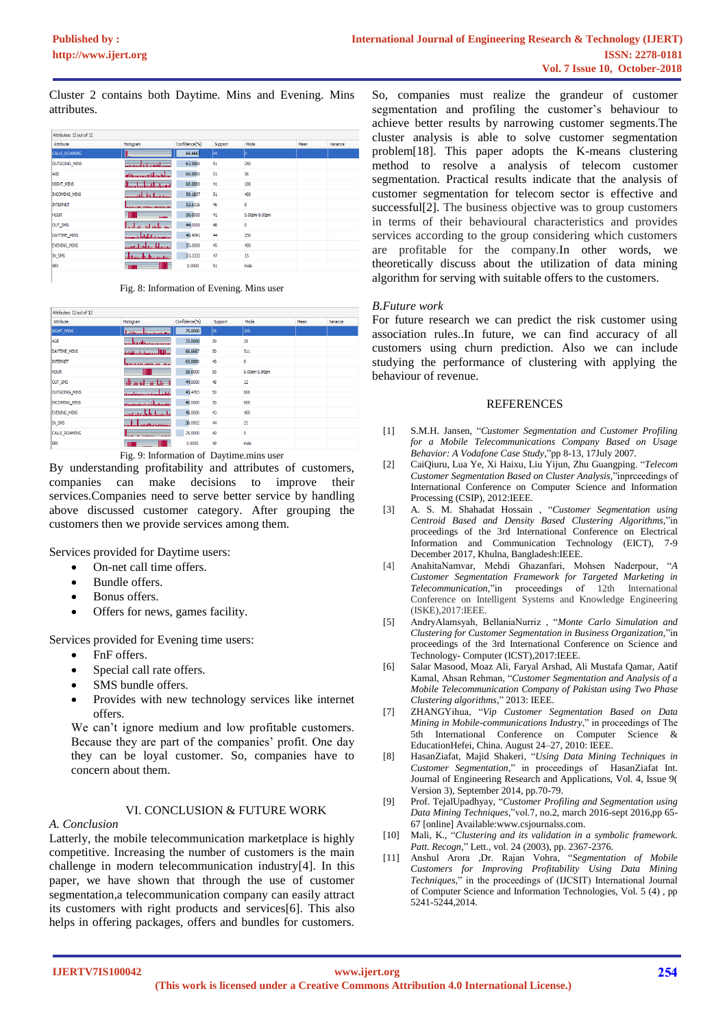Cluster 2 contains both Daytime. Mins and Evening. Mins attributes.

Attributes: 12 out of 12

| Attribute | Histogram | Confidence(%) | Support | Mode | Mean | Variance |
|---|---|---|---|---|---|---|
| CALLS_ROAMING | | 66.666 | 44 | 0 | | |
| OUTGOING_MINS | | 62.5000 | 51 | 250 | | |
| AGE | | 60.0000 | 51 | 56 | | |
| NIGHT_MINS | | 60.0000 | 41 | 100 | | |
| INCOMING_MINS | | 59.1837 | 51 | 400 | | |
| INTERNET | | 52.6316 | 46 | 0 | | |
| HOUR | | 50.0000 | 41 | 5.00pm-8.00pm | | |
| OUT_SMS | | 44.0000 | 48 | 0 | | |
| DAYTIME_MINS | | 40.9091 | 44 | 250 | | |
| EVENING_MINS | | 35.0000 | 45 | 400 | | |
| IN_SMS | | 33.3333 | 47 | 15 | | |
| SEX | | 0.0000 | 51 | male | | |

Fig. 8: Information of Evening. Mins user

Attributes: 12 out of 12

| Attribute | Histogram | Confidence(%) | Support | Mode | Mean | Variance |
|---|---|---|---|---|---|---|
| NIGHT_MINS | | 75.0000 | 55 | 200 | | |
| AGE | | 72.0000 | 39 | 25 | | |
| DAYTIME_MINS | | 66.6667 | 50 | 511 | | |
| INTERNET | | 65.0000 | 40 | 0 | | |
| HOUR | | 50.0000 | 50 | 6.00am-5.00pm | | |
| OUT_SMS | | 44.0000 | 48 | 12 | | |
| OUTGOING_MINS | | 43.4783 | 50 | 600 | | |
| INCOMING_MINS | | 40.0000 | 50 | 600 | | |
| EVENING_MINS | | 40.0000 | 43 | 400 | | |
| IN_SMS | | 38.0952 | 44 | 21 | | |
| CALLS_ROAMING | | 25.0000 | 40 | 0 | | |
| SEX | | 0.0000 | 49 | male | | |

Fig. 9: Information of Daytime.mins user

By understanding profitability and attributes of customers, companies can make decisions to improve their services.Companies need to serve better service by handling above discussed customer category. After grouping the customers then we provide services among them.

Services provided for Daytime users:

- On-net call time offers.
- Bundle offers.
- Bonus offers.
- Offers for news, games facility.

Services provided for Evening time users:

- FnF offers.
- Special call rate offers.
- SMS bundle offers.
- Provides with new technology services like internet offers.

We can't ignore medium and low profitable customers. Because they are part of the companies' profit. One day they can be loyal customer. So, companies have to concern about them.

## VI. CONCLUSION & FUTURE WORK

### *A. Conclusion*

Latterly, the mobile telecommunication marketplace is highly competitive. Increasing the number of customers is the main challenge in modern telecommunication industry[4]. In this paper, we have shown that through the use of customer segmentation,a telecommunication company can easily attract its customers with right products and services[6]. This also helps in offering packages, offers and bundles for customers. So, companies must realize the grandeur of customer segmentation and profiling the customer's behaviour to achieve better results by narrowing customer segments.The cluster analysis is able to solve customer segmentation problem[18]. This paper adopts the K-means clustering method to resolve a analysis of telecom customer segmentation. Practical results indicate that the analysis of customer segmentation for telecom sector is effective and successful[2]. The business objective was to group customers in terms of their behavioural characteristics and provides services according to the group considering which customers are profitable for the company.In other words, we theoretically discuss about the utilization of data mining algorithm for serving with suitable offers to the customers.

### *B.Future work*

For future research we can predict the risk customer using association rules..In future, we can find accuracy of all customers using churn prediction. Also we can include studying the performance of clustering with applying the behaviour of revenue.

## REFERENCES

[1] S.M.H. Jansen, "*Customer Segmentation and Customer Profiling for a Mobile Telecommunications Company Based on Usage Behavior: A Vodafone Case Study*,"pp 8-13, 17July 2007.

[2] CaiQiuru, Lua Ye, Xi Haixu, Liu Yijun, Zhu Guangping. "*Telecom Customer Segmentation Based on Cluster Analysis*,"inprceedings of International Conference on Computer Science and Information Processing (CSIP), 2012:IEEE.

[3] A. S. M. Shahadat Hossain , "*Customer Segmentation using Centroid Based and Density Based Clustering Algorithms*,"in proceedings of the 3rd International Conference on Electrical Information and Communication Technology (EICT), 7-9 December 2017, Khulna, Bangladesh:IEEE.

[4] AnahitaNamvar, Mehdi Ghazanfari, Mohsen Naderpour, "*A Customer Segmentation Framework for Targeted Marketing in Telecommunication*,"in proceedings of 12th International Conference on Intelligent Systems and Knowledge Engineering (ISKE),2017:IEEE.

[5] AndryAlamsyah, BellaniaNurriz , "*Monte Carlo Simulation and Clustering for Customer Segmentation in Business Organization*,"in proceedings of the 3rd International Conference on Science and Technology- Computer (ICST),2017:IEEE.

[6] Salar Masood, Moaz Ali, Faryal Arshad, Ali Mustafa Qamar, Aatif Kamal, Ahsan Rehman, "*Customer Segmentation and Analysis of a Mobile Telecommunication Company of Pakistan using Two Phase Clustering algorithms*," 2013: IEEE.

[7] ZHANGYihua, "*Vip Customer Segmentation Based on Data Mining in Mobile-communications Industry*," in proceedings of The 5th International Conference on Computer Science & EducationHefei, China. August 24–27, 2010: IEEE.

[8] HasanZiafat, Majid Shakeri, "*Using Data Mining Techniques in Customer Segmentation*," in proceedings of HasanZiafat Int. Journal of Engineering Research and Applications, Vol. 4, Issue 9( Version 3), September 2014, pp.70-79.

[9] Prof. TejalUpadhyay, "*Customer Profiling and Segmentation using Data Mining Techniques*,"vol.7, no.2, march 2016-sept 2016,pp 65-67 [online] Available:www.csjournalss.com.

[10] Mali, K., "*Clustering and its validation in a symbolic framework. Patt. Recogn*," Lett., vol. 24 (2003), pp. 2367-2376.

[11] Anshul Arora ,Dr. Rajan Vohra, "*Segmentation of Mobile Customers for Improving Profitability Using Data Mining Techniques*," in the proceedings of (IJCSIT) International Journal of Computer Science and Information Technologies, Vol. 5 (4) , pp 5241-5244,2014.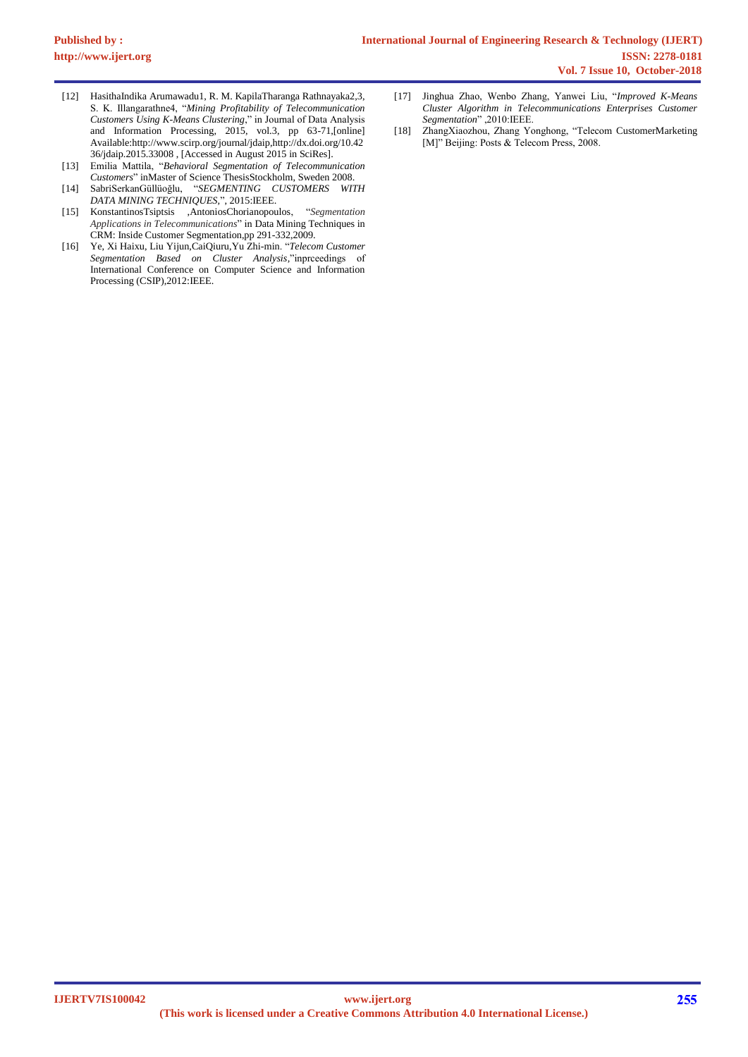[12] HasithaIndika Arumawadu1, R. M. KapilaTharanga Rathnayaka2,3, S. K. Illangarathne4, "*Mining Profitability of Telecommunication Customers Using K-Means Clustering*," in Journal of Data Analysis and Information Processing, 2015, vol.3, pp 63-71,[online] Available:http://www.scirp.org/journal/jdaip,http://dx.doi.org/10.4236/jdaip.2015.33008 , [Accessed in August 2015 in SciRes].

[13] Emilia Mattila, "*Behavioral Segmentation of Telecommunication Customers*" inMaster of Science ThesisStockholm, Sweden 2008.

[14] SabriSerkanGüllüoğlu, "*SEGMENTING CUSTOMERS WITH DATA MINING TECHNIQUES*,", 2015:IEEE.

[15] KonstantinosTsiptsis ,AntoniosChorianopoulos, "*Segmentation Applications in Telecommunications*" in Data Mining Techniques in CRM: Inside Customer Segmentation,pp 291-332,2009.

[16] Ye, Xi Haixu, Liu Yijun,CaiQiuru,Yu Zhi-min. "*Telecom Customer Segmentation Based on Cluster Analysis*,"inprceedings of International Conference on Computer Science and Information Processing (CSIP),2012:IEEE.

[17] Jinghua Zhao, Wenbo Zhang, Yanwei Liu, "*Improved K-Means Cluster Algorithm in Telecommunications Enterprises Customer Segmentation*" ,2010:IEEE.

[18] ZhangXiaozhou, Zhang Yonghong, "Telecom CustomerMarketing [M]" Beijing: Posts & Telecom Press, 2008.